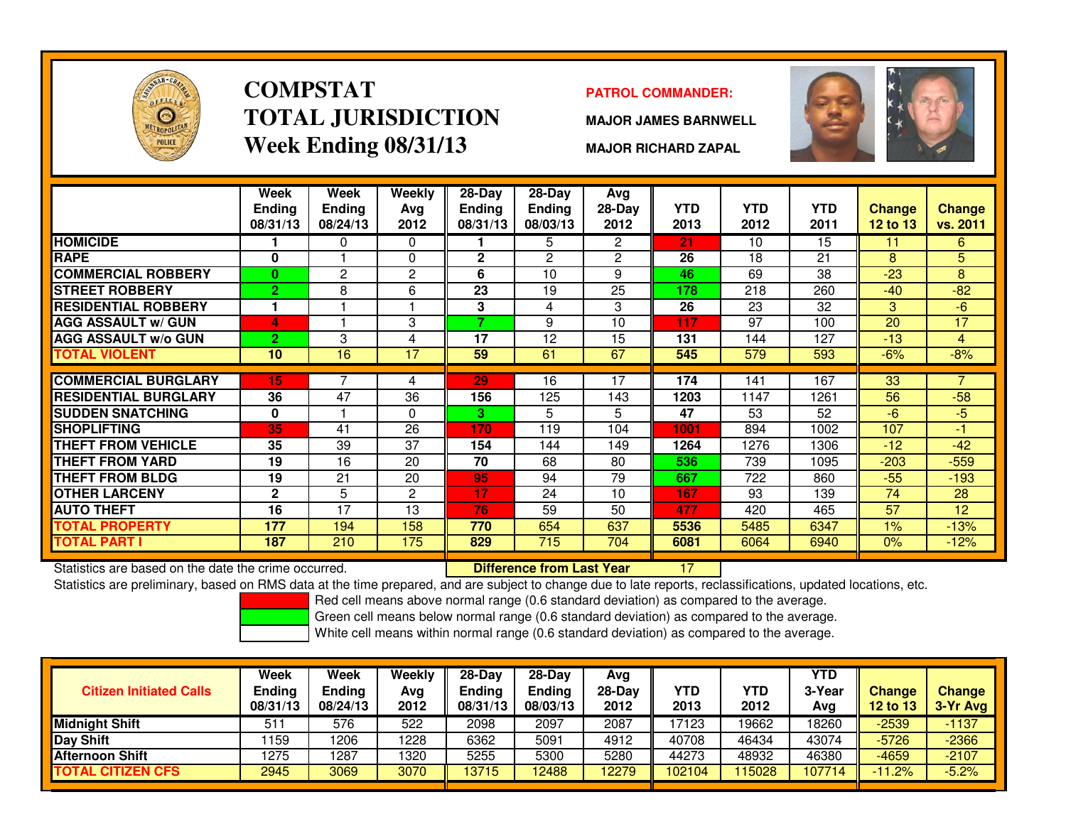# COMPSTAT
# TOTAL JURISDICTION
# Week Ending 08/31/13

**PATROL COMMANDER:**

**MAJOR JAMES BARNWELL**

**MAJOR RICHARD ZAPAL**

| | Week Ending 08/31/13 | Week Ending 08/24/13 | Weekly Avg 2012 | 28-Day Ending 08/31/13 | 28-Day Ending 08/03/13 | Avg 28-Day 2012 | YTD 2013 | YTD 2012 | YTD 2011 | Change 12 to 13 | Change vs. 2011 |
|---|---|---|---|---|---|---|---|---|---|---|---|
| **HOMICIDE** | 1 | 0 | 0 | 1 | 5 | 2 | 21 | 10 | 15 | 11 | 6 |
| **RAPE** | 0 | 1 | 0 | 2 | 2 | 2 | 26 | 18 | 21 | 8 | 5 |
| **COMMERCIAL ROBBERY** | 0 | 2 | 2 | 6 | 10 | 9 | 46 | 69 | 38 | -23 | 8 |
| **STREET ROBBERY** | 2 | 8 | 6 | 23 | 19 | 25 | 178 | 218 | 260 | -40 | -82 |
| **RESIDENTIAL ROBBERY** | 1 | 1 | 1 | 3 | 4 | 3 | 26 | 23 | 32 | 3 | -6 |
| **AGG ASSAULT w/ GUN** | 4 | 1 | 3 | 7 | 9 | 10 | 117 | 97 | 100 | 20 | 17 |
| **AGG ASSAULT w/o GUN** | 2 | 3 | 4 | 17 | 12 | 15 | 131 | 144 | 127 | -13 | 4 |
| **TOTAL VIOLENT** | 10 | 16 | 17 | 59 | 61 | 67 | 545 | 579 | 593 | -6% | -8% |
| **COMMERCIAL BURGLARY** | 15 | 7 | 4 | 29 | 16 | 17 | 174 | 141 | 167 | 33 | 7 |
| **RESIDENTIAL BURGLARY** | 36 | 47 | 36 | 156 | 125 | 143 | 1203 | 1147 | 1261 | 56 | -58 |
| **SUDDEN SNATCHING** | 0 | 1 | 0 | 3 | 5 | 5 | 47 | 53 | 52 | -6 | -5 |
| **SHOPLIFTING** | 35 | 41 | 26 | 170 | 119 | 104 | 1001 | 894 | 1002 | 107 | -1 |
| **THEFT FROM VEHICLE** | 35 | 39 | 37 | 154 | 144 | 149 | 1264 | 1276 | 1306 | -12 | -42 |
| **THEFT FROM YARD** | 19 | 16 | 20 | 70 | 68 | 80 | 536 | 739 | 1095 | -203 | -559 |
| **THEFT FROM BLDG** | 19 | 21 | 20 | 95 | 94 | 79 | 667 | 722 | 860 | -55 | -193 |
| **OTHER LARCENY** | 2 | 5 | 2 | 17 | 24 | 10 | 167 | 93 | 139 | 74 | 28 |
| **AUTO THEFT** | 16 | 17 | 13 | 76 | 59 | 50 | 477 | 420 | 465 | 57 | 12 |
| **TOTAL PROPERTY** | 177 | 194 | 158 | 770 | 654 | 637 | 5536 | 5485 | 6347 | 1% | -13% |
| **TOTAL PART I** | 187 | 210 | 175 | 829 | 715 | 704 | 6081 | 6064 | 6940 | 0% | -12% |

Statistics are based on the date the crime occurred. **Difference from Last Year** 17

Statistics are preliminary, based on RMS data at the time prepared, and are subject to change due to late reports, reclassifications, updated locations, etc.

Red cell means above normal range (0.6 standard deviation) as compared to the average.

Green cell means below normal range (0.6 standard deviation) as compared to the average.

White cell means within normal range (0.6 standard deviation) as compared to the average.

| Citizen Initiated Calls | Week Ending 08/31/13 | Week Ending 08/24/13 | Weekly Avg 2012 | 28-Day Ending 08/31/13 | 28-Day Ending 08/03/13 | Avg 28-Day 2012 | YTD 2013 | YTD 2012 | YTD 3-Year Avg | Change 12 to 13 | Change 3-Yr Avg |
|---|---|---|---|---|---|---|---|---|---|---|---|
| **Midnight Shift** | 511 | 576 | 522 | 2098 | 2097 | 2087 | 17123 | 19662 | 18260 | -2539 | -1137 |
| **Day Shift** | 1159 | 1206 | 1228 | 6362 | 5091 | 4912 | 40708 | 46434 | 43074 | -5726 | -2366 |
| **Afternoon Shift** | 1275 | 1287 | 1320 | 5255 | 5300 | 5280 | 44273 | 48932 | 46380 | -4659 | -2107 |
| **TOTAL CITIZEN CFS** | 2945 | 3069 | 3070 | 13715 | 12488 | 12279 | 102104 | 115028 | 107714 | -11.2% | -5.2% |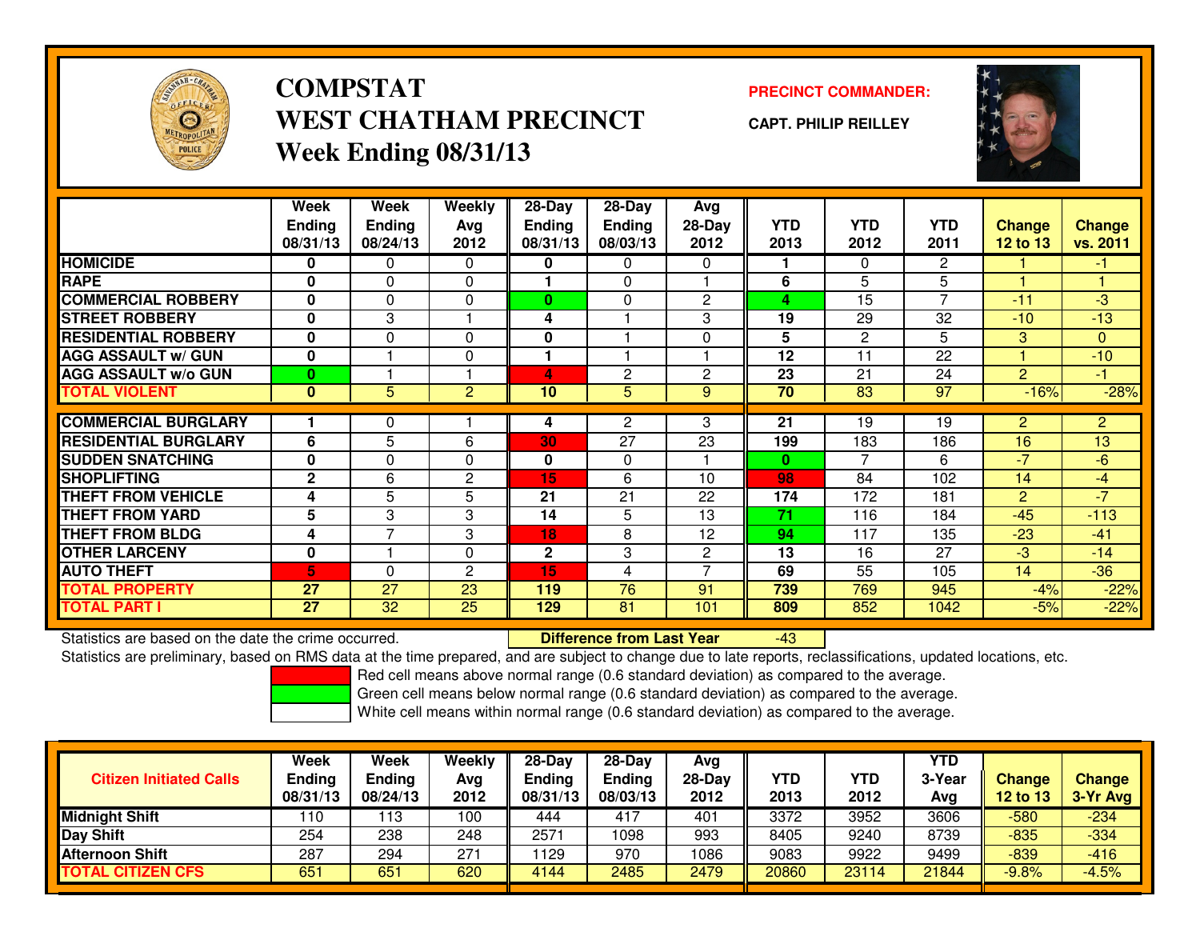# COMPSTAT
# WEST CHATHAM PRECINCT
## Week Ending 08/31/13

**PRECINCT COMMANDER:**

**CAPT. PHILIP REILLEY**

| | Week Ending 08/31/13 | Week Ending 08/24/13 | Weekly Avg 2012 | 28-Day Ending 08/31/13 | 28-Day Ending 08/03/13 | Avg 28-Day 2012 | YTD 2013 | YTD 2012 | YTD 2011 | Change 12 to 13 | Change vs. 2011 |
|---|---|---|---|---|---|---|---|---|---|---|---|
| HOMICIDE | 0 | 0 | 0 | 0 | 0 | 0 | 1 | 0 | 2 | 1 | -1 |
| RAPE | 0 | 0 | 0 | 1 | 0 | 1 | 6 | 5 | 5 | 1 | 1 |
| COMMERCIAL ROBBERY | 0 | 0 | 0 | 0 | 0 | 2 | 4 | 15 | 7 | -11 | -3 |
| STREET ROBBERY | 0 | 3 | 1 | 4 | 1 | 3 | 19 | 29 | 32 | -10 | -13 |
| RESIDENTIAL ROBBERY | 0 | 0 | 0 | 0 | 1 | 0 | 5 | 2 | 5 | 3 | 0 |
| AGG ASSAULT w/ GUN | 0 | 1 | 0 | 1 | 1 | 1 | 12 | 11 | 22 | 1 | -10 |
| AGG ASSAULT w/o GUN | 0 | 1 | 1 | 4 | 2 | 2 | 23 | 21 | 24 | 2 | -1 |
| TOTAL VIOLENT | 0 | 5 | 2 | 10 | 5 | 9 | 70 | 83 | 97 | -16% | -28% |
| COMMERCIAL BURGLARY | 1 | 0 | 1 | 4 | 2 | 3 | 21 | 19 | 19 | 2 | 2 |
| RESIDENTIAL BURGLARY | 6 | 5 | 6 | 30 | 27 | 23 | 199 | 183 | 186 | 16 | 13 |
| SUDDEN SNATCHING | 0 | 0 | 0 | 0 | 0 | 1 | 0 | 7 | 6 | -7 | -6 |
| SHOPLIFTING | 2 | 6 | 2 | 15 | 6 | 10 | 98 | 84 | 102 | 14 | -4 |
| THEFT FROM VEHICLE | 4 | 5 | 5 | 21 | 21 | 22 | 174 | 172 | 181 | 2 | -7 |
| THEFT FROM YARD | 5 | 3 | 3 | 14 | 5 | 13 | 71 | 116 | 184 | -45 | -113 |
| THEFT FROM BLDG | 4 | 7 | 3 | 18 | 8 | 12 | 94 | 117 | 135 | -23 | -41 |
| OTHER LARCENY | 0 | 1 | 0 | 2 | 3 | 2 | 13 | 16 | 27 | -3 | -14 |
| AUTO THEFT | 5 | 0 | 2 | 15 | 4 | 7 | 69 | 55 | 105 | 14 | -36 |
| TOTAL PROPERTY | 27 | 27 | 23 | 119 | 76 | 91 | 739 | 769 | 945 | -4% | -22% |
| TOTAL PART I | 27 | 32 | 25 | 129 | 81 | 101 | 809 | 852 | 1042 | -5% | -22% |

Statistics are based on the date the crime occurred. **Difference from Last Year** -43

Statistics are preliminary, based on RMS data at the time prepared, and are subject to change due to late reports, reclassifications, updated locations, etc.

Red cell means above normal range (0.6 standard deviation) as compared to the average.

Green cell means below normal range (0.6 standard deviation) as compared to the average.

White cell means within normal range (0.6 standard deviation) as compared to the average.

| Citizen Initiated Calls | Week Ending 08/31/13 | Week Ending 08/24/13 | Weekly Avg 2012 | 28-Day Ending 08/31/13 | 28-Day Ending 08/03/13 | Avg 28-Day 2012 | YTD 2013 | YTD 2012 | YTD 3-Year Avg | Change 12 to 13 | Change 3-Yr Avg |
|---|---|---|---|---|---|---|---|---|---|---|---|
| Midnight Shift | 110 | 113 | 100 | 444 | 417 | 401 | 3372 | 3952 | 3606 | -580 | -234 |
| Day Shift | 254 | 238 | 248 | 2571 | 1098 | 993 | 8405 | 9240 | 8739 | -835 | -334 |
| Afternoon Shift | 287 | 294 | 271 | 1129 | 970 | 1086 | 9083 | 9922 | 9499 | -839 | -416 |
| TOTAL CITIZEN CFS | 651 | 651 | 620 | 4144 | 2485 | 2479 | 20860 | 23114 | 21844 | -9.8% | -4.5% |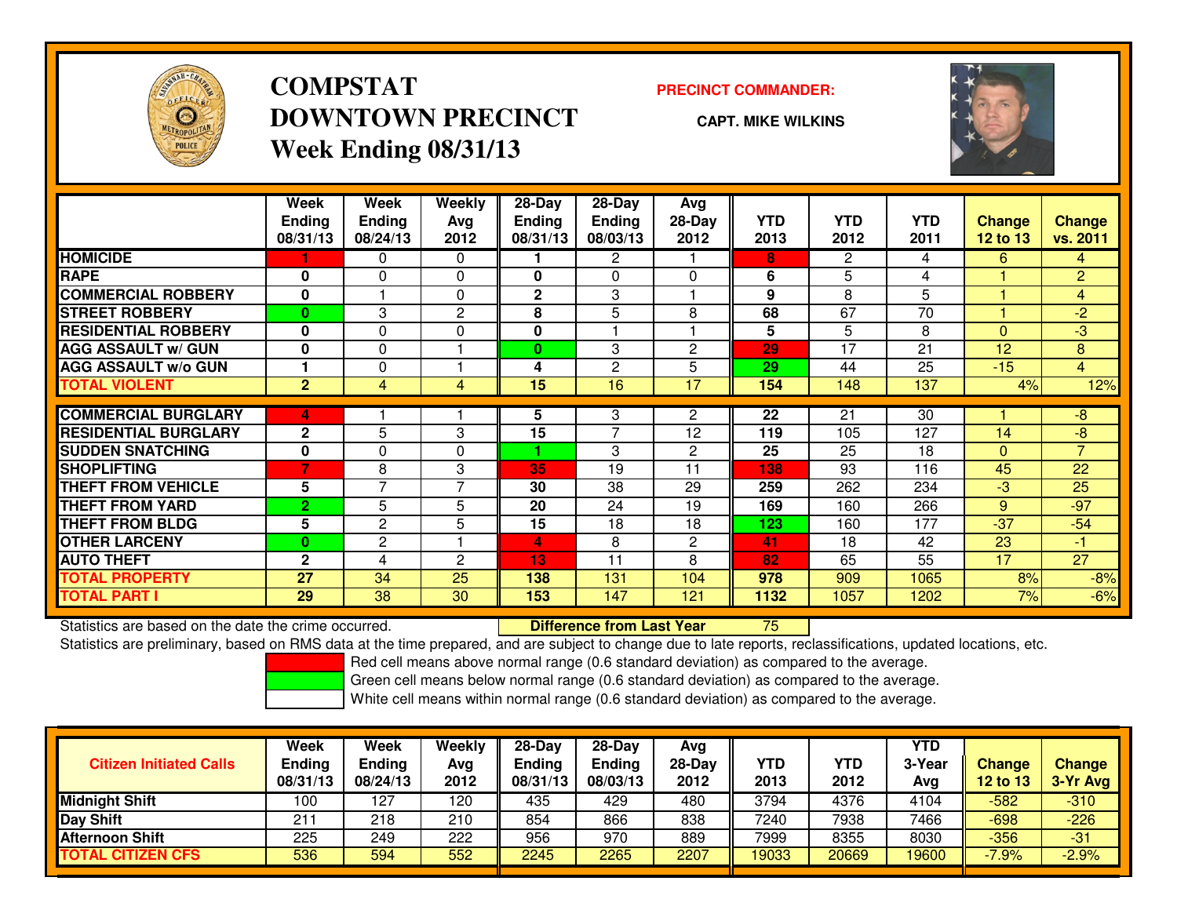# COMPSTAT
# DOWNTOWN PRECINCT
## Week Ending 08/31/13

**PRECINCT COMMANDER:**

**CAPT. MIKE WILKINS**

| | Week Ending 08/31/13 | Week Ending 08/24/13 | Weekly Avg 2012 | 28-Day Ending 08/31/13 | 28-Day Ending 08/03/13 | Avg 28-Day 2012 | YTD 2013 | YTD 2012 | YTD 2011 | Change 12 to 13 | Change vs. 2011 |
|---|---|---|---|---|---|---|---|---|---|---|---|
| **HOMICIDE** | 1 | 0 | 0 | 1 | 2 | 1 | 8 | 2 | 4 | 6 | 4 |
| **RAPE** | 0 | 0 | 0 | 0 | 0 | 0 | 6 | 5 | 4 | 1 | 2 |
| **COMMERCIAL ROBBERY** | 0 | 1 | 0 | 2 | 3 | 1 | 9 | 8 | 5 | 1 | 4 |
| **STREET ROBBERY** | 0 | 3 | 2 | 8 | 5 | 8 | 68 | 67 | 70 | 1 | -2 |
| **RESIDENTIAL ROBBERY** | 0 | 0 | 0 | 0 | 1 | 1 | 5 | 5 | 8 | 0 | -3 |
| **AGG ASSAULT w/ GUN** | 0 | 0 | 1 | 0 | 3 | 2 | 29 | 17 | 21 | 12 | 8 |
| **AGG ASSAULT w/o GUN** | 1 | 0 | 1 | 4 | 2 | 5 | 29 | 44 | 25 | -15 | 4 |
| **TOTAL VIOLENT** | 2 | 4 | 4 | 15 | 16 | 17 | 154 | 148 | 137 | 4% | 12% |
| **COMMERCIAL BURGLARY** | 4 | 1 | 1 | 5 | 3 | 2 | 22 | 21 | 30 | 1 | -8 |
| **RESIDENTIAL BURGLARY** | 2 | 5 | 3 | 15 | 7 | 12 | 119 | 105 | 127 | 14 | -8 |
| **SUDDEN SNATCHING** | 0 | 0 | 0 | 1 | 3 | 2 | 25 | 25 | 18 | 0 | 7 |
| **SHOPLIFTING** | 7 | 8 | 3 | 35 | 19 | 11 | 138 | 93 | 116 | 45 | 22 |
| **THEFT FROM VEHICLE** | 5 | 7 | 7 | 30 | 38 | 29 | 259 | 262 | 234 | -3 | 25 |
| **THEFT FROM YARD** | 2 | 5 | 5 | 20 | 24 | 19 | 169 | 160 | 266 | 9 | -97 |
| **THEFT FROM BLDG** | 5 | 2 | 5 | 15 | 18 | 18 | 123 | 160 | 177 | -37 | -54 |
| **OTHER LARCENY** | 0 | 2 | 1 | 4 | 8 | 2 | 41 | 18 | 42 | 23 | -1 |
| **AUTO THEFT** | 2 | 4 | 2 | 13 | 11 | 8 | 82 | 65 | 55 | 17 | 27 |
| **TOTAL PROPERTY** | 27 | 34 | 25 | 138 | 131 | 104 | 978 | 909 | 1065 | 8% | -8% |
| **TOTAL PART I** | 29 | 38 | 30 | 153 | 147 | 121 | 1132 | 1057 | 1202 | 7% | -6% |

Statistics are based on the date the crime occurred. **Difference from Last Year** 75

Statistics are preliminary, based on RMS data at the time prepared, and are subject to change due to late reports, reclassifications, updated locations, etc.

Red cell means above normal range (0.6 standard deviation) as compared to the average.
Green cell means below normal range (0.6 standard deviation) as compared to the average.
White cell means within normal range (0.6 standard deviation) as compared to the average.

| Citizen Initiated Calls | Week Ending 08/31/13 | Week Ending 08/24/13 | Weekly Avg 2012 | 28-Day Ending 08/31/13 | 28-Day Ending 08/03/13 | Avg 28-Day 2012 | YTD 2013 | YTD 2012 | YTD 3-Year Avg | Change 12 to 13 | Change 3-Yr Avg |
|---|---|---|---|---|---|---|---|---|---|---|---|
| **Midnight Shift** | 100 | 127 | 120 | 435 | 429 | 480 | 3794 | 4376 | 4104 | -582 | -310 |
| **Day Shift** | 211 | 218 | 210 | 854 | 866 | 838 | 7240 | 7938 | 7466 | -698 | -226 |
| **Afternoon Shift** | 225 | 249 | 222 | 956 | 970 | 889 | 7999 | 8355 | 8030 | -356 | -31 |
| **TOTAL CITIZEN CFS** | 536 | 594 | 552 | 2245 | 2265 | 2207 | 19033 | 20669 | 19600 | -7.9% | -2.9% |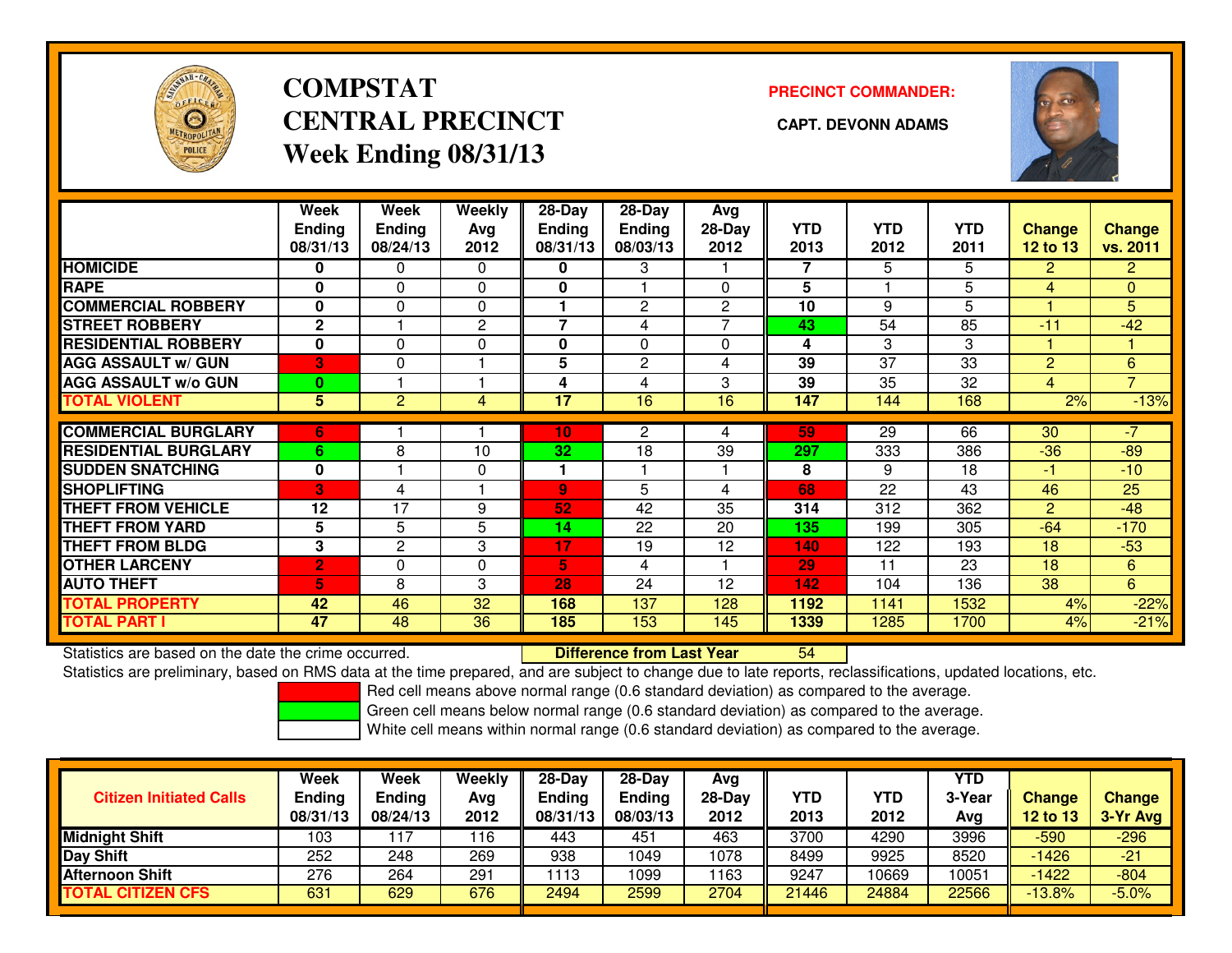# COMPSTAT
# CENTRAL PRECINCT
## Week Ending 08/31/13

**PRECINCT COMMANDER:**

**CAPT. DEVONN ADAMS**

| | Week Ending 08/31/13 | Week Ending 08/24/13 | Weekly Avg 2012 | 28-Day Ending 08/31/13 | 28-Day Ending 08/03/13 | Avg 28-Day 2012 | YTD 2013 | YTD 2012 | YTD 2011 | Change 12 to 13 | Change vs. 2011 |
|---|---|---|---|---|---|---|---|---|---|---|---|
| HOMICIDE | 0 | 0 | 0 | 0 | 3 | 1 | 7 | 5 | 5 | 2 | 2 |
| RAPE | 0 | 0 | 0 | 0 | 1 | 0 | 5 | 1 | 5 | 4 | 0 |
| COMMERCIAL ROBBERY | 0 | 0 | 0 | 1 | 2 | 2 | 10 | 9 | 5 | 1 | 5 |
| STREET ROBBERY | 2 | 1 | 2 | 7 | 4 | 7 | 43 | 54 | 85 | -11 | -42 |
| RESIDENTIAL ROBBERY | 0 | 0 | 0 | 0 | 0 | 0 | 4 | 3 | 3 | 1 | 1 |
| AGG ASSAULT w/ GUN | 3 | 0 | 1 | 5 | 2 | 4 | 39 | 37 | 33 | 2 | 6 |
| AGG ASSAULT w/o GUN | 0 | 1 | 1 | 4 | 4 | 3 | 39 | 35 | 32 | 4 | 7 |
| TOTAL VIOLENT | 5 | 2 | 4 | 17 | 16 | 16 | 147 | 144 | 168 | 2% | -13% |
| COMMERCIAL BURGLARY | 6 | 1 | 1 | 10 | 2 | 4 | 59 | 29 | 66 | 30 | -7 |
| RESIDENTIAL BURGLARY | 6 | 8 | 10 | 32 | 18 | 39 | 297 | 333 | 386 | -36 | -89 |
| SUDDEN SNATCHING | 0 | 1 | 0 | 1 | 1 | 1 | 8 | 9 | 18 | -1 | -10 |
| SHOPLIFTING | 3 | 4 | 1 | 9 | 5 | 4 | 68 | 22 | 43 | 46 | 25 |
| THEFT FROM VEHICLE | 12 | 17 | 9 | 52 | 42 | 35 | 314 | 312 | 362 | 2 | -48 |
| THEFT FROM YARD | 5 | 5 | 5 | 14 | 22 | 20 | 135 | 199 | 305 | -64 | -170 |
| THEFT FROM BLDG | 3 | 2 | 3 | 17 | 19 | 12 | 140 | 122 | 193 | 18 | -53 |
| OTHER LARCENY | 2 | 0 | 0 | 5 | 4 | 1 | 29 | 11 | 23 | 18 | 6 |
| AUTO THEFT | 5 | 8 | 3 | 28 | 24 | 12 | 142 | 104 | 136 | 38 | 6 |
| TOTAL PROPERTY | 42 | 46 | 32 | 168 | 137 | 128 | 1192 | 1141 | 1532 | 4% | -22% |
| TOTAL PART I | 47 | 48 | 36 | 185 | 153 | 145 | 1339 | 1285 | 1700 | 4% | -21% |

Statistics are based on the date the crime occurred. **Difference from Last Year** 54

Statistics are preliminary, based on RMS data at the time prepared, and are subject to change due to late reports, reclassifications, updated locations, etc.

Red cell means above normal range (0.6 standard deviation) as compared to the average.

Green cell means below normal range (0.6 standard deviation) as compared to the average.

White cell means within normal range (0.6 standard deviation) as compared to the average.

| Citizen Initiated Calls | Week Ending 08/31/13 | Week Ending 08/24/13 | Weekly Avg 2012 | 28-Day Ending 08/31/13 | 28-Day Ending 08/03/13 | Avg 28-Day 2012 | YTD 2013 | YTD 2012 | YTD 3-Year Avg | Change 12 to 13 | Change 3-Yr Avg |
|---|---|---|---|---|---|---|---|---|---|---|---|
| Midnight Shift | 103 | 117 | 116 | 443 | 451 | 463 | 3700 | 4290 | 3996 | -590 | -296 |
| Day Shift | 252 | 248 | 269 | 938 | 1049 | 1078 | 8499 | 9925 | 8520 | -1426 | -21 |
| Afternoon Shift | 276 | 264 | 291 | 1113 | 1099 | 1163 | 9247 | 10669 | 10051 | -1422 | -804 |
| TOTAL CITIZEN CFS | 631 | 629 | 676 | 2494 | 2599 | 2704 | 21446 | 24884 | 22566 | -13.8% | -5.0% |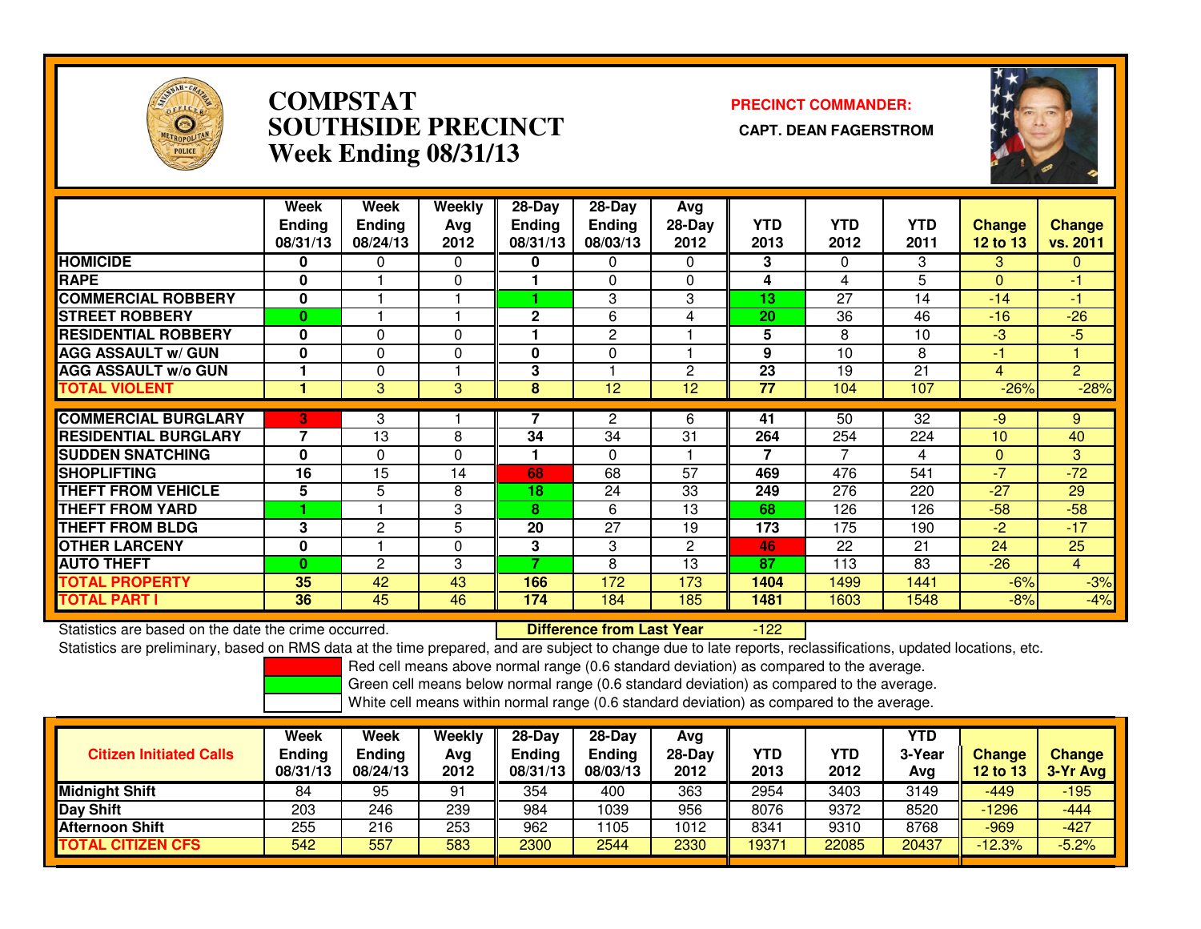# COMPSTAT
# SOUTHSIDE PRECINCT
# Week Ending 08/31/13

**PRECINCT COMMANDER:**

**CAPT. DEAN FAGERSTROM**

| | Week Ending 08/31/13 | Week Ending 08/24/13 | Weekly Avg 2012 | 28-Day Ending 08/31/13 | 28-Day Ending 08/03/13 | Avg 28-Day 2012 | YTD 2013 | YTD 2012 | YTD 2011 | Change 12 to 13 | Change vs. 2011 |
|---|---|---|---|---|---|---|---|---|---|---|---|
| HOMICIDE | 0 | 0 | 0 | 0 | 0 | 0 | 3 | 0 | 3 | 3 | 0 |
| RAPE | 0 | 1 | 0 | 1 | 0 | 0 | 4 | 4 | 5 | 0 | -1 |
| COMMERCIAL ROBBERY | 0 | 1 | 1 | 1 | 3 | 3 | 13 | 27 | 14 | -14 | -1 |
| STREET ROBBERY | 0 | 1 | 1 | 2 | 6 | 4 | 20 | 36 | 46 | -16 | -26 |
| RESIDENTIAL ROBBERY | 0 | 0 | 0 | 1 | 2 | 1 | 5 | 8 | 10 | -3 | -5 |
| AGG ASSAULT w/ GUN | 0 | 0 | 0 | 0 | 0 | 1 | 9 | 10 | 8 | -1 | 1 |
| AGG ASSAULT w/o GUN | 1 | 0 | 1 | 3 | 1 | 2 | 23 | 19 | 21 | 4 | 2 |
| TOTAL VIOLENT | 1 | 3 | 3 | 8 | 12 | 12 | 77 | 104 | 107 | -26% | -28% |
| COMMERCIAL BURGLARY | 3 | 3 | 1 | 7 | 2 | 6 | 41 | 50 | 32 | -9 | 9 |
| RESIDENTIAL BURGLARY | 7 | 13 | 8 | 34 | 34 | 31 | 264 | 254 | 224 | 10 | 40 |
| SUDDEN SNATCHING | 0 | 0 | 0 | 1 | 0 | 1 | 7 | 7 | 4 | 0 | 3 |
| SHOPLIFTING | 16 | 15 | 14 | 68 | 68 | 57 | 469 | 476 | 541 | -7 | -72 |
| THEFT FROM VEHICLE | 5 | 5 | 8 | 18 | 24 | 33 | 249 | 276 | 220 | -27 | 29 |
| THEFT FROM YARD | 1 | 1 | 3 | 8 | 6 | 13 | 68 | 126 | 126 | -58 | -58 |
| THEFT FROM BLDG | 3 | 2 | 5 | 20 | 27 | 19 | 173 | 175 | 190 | -2 | -17 |
| OTHER LARCENY | 0 | 1 | 0 | 3 | 3 | 2 | 46 | 22 | 21 | 24 | 25 |
| AUTO THEFT | 0 | 2 | 3 | 7 | 8 | 13 | 87 | 113 | 83 | -26 | 4 |
| TOTAL PROPERTY | 35 | 42 | 43 | 166 | 172 | 173 | 1404 | 1499 | 1441 | -6% | -3% |
| TOTAL PART I | 36 | 45 | 46 | 174 | 184 | 185 | 1481 | 1603 | 1548 | -8% | -4% |

Statistics are based on the date the crime occurred. **Difference from Last Year** -122

Statistics are preliminary, based on RMS data at the time prepared, and are subject to change due to late reports, reclassifications, updated locations, etc.

Red cell means above normal range (0.6 standard deviation) as compared to the average.
Green cell means below normal range (0.6 standard deviation) as compared to the average.
White cell means within normal range (0.6 standard deviation) as compared to the average.

| Citizen Initiated Calls | Week Ending 08/31/13 | Week Ending 08/24/13 | Weekly Avg 2012 | 28-Day Ending 08/31/13 | 28-Day Ending 08/03/13 | Avg 28-Day 2012 | YTD 2013 | YTD 2012 | YTD 3-Year Avg | Change 12 to 13 | Change 3-Yr Avg |
|---|---|---|---|---|---|---|---|---|---|---|---|
| Midnight Shift | 84 | 95 | 91 | 354 | 400 | 363 | 2954 | 3403 | 3149 | -449 | -195 |
| Day Shift | 203 | 246 | 239 | 984 | 1039 | 956 | 8076 | 9372 | 8520 | -1296 | -444 |
| Afternoon Shift | 255 | 216 | 253 | 962 | 1105 | 1012 | 8341 | 9310 | 8768 | -969 | -427 |
| TOTAL CITIZEN CFS | 542 | 557 | 583 | 2300 | 2544 | 2330 | 19371 | 22085 | 20437 | -12.3% | -5.2% |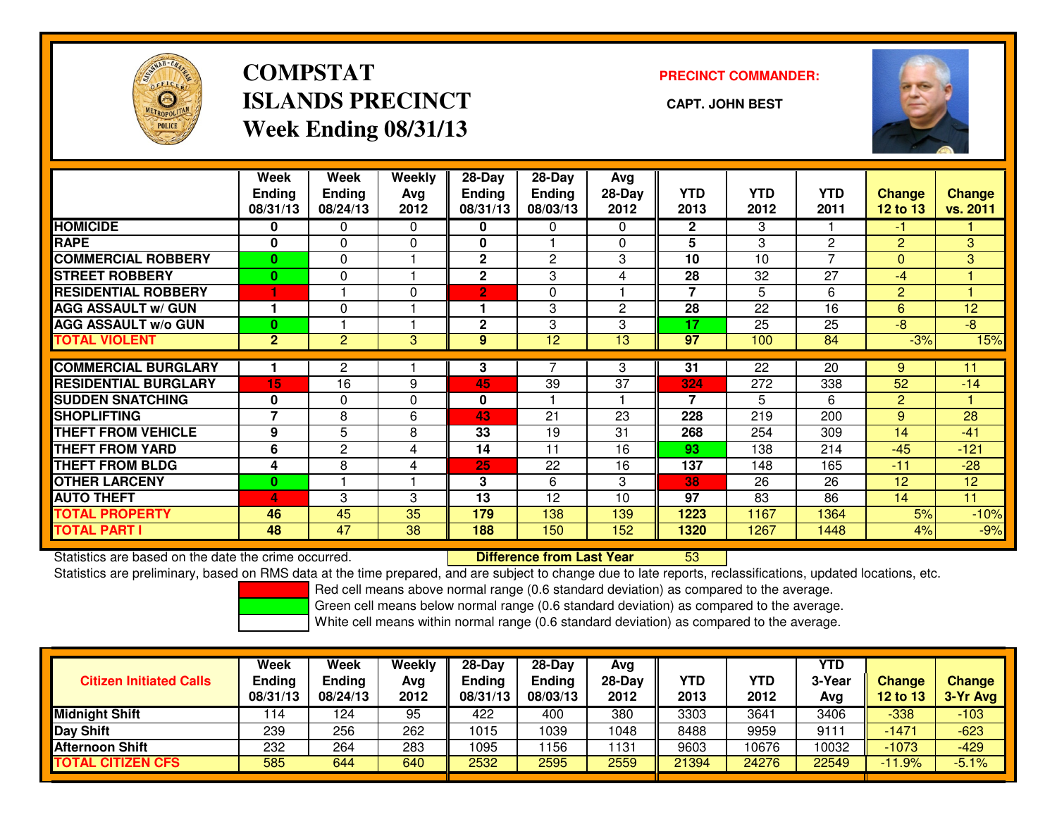# COMPSTAT
# ISLANDS PRECINCT
# Week Ending 08/31/13

**PRECINCT COMMANDER:**

**CAPT. JOHN BEST**

| | Week Ending 08/31/13 | Week Ending 08/24/13 | Weekly Avg 2012 | 28-Day Ending 08/31/13 | 28-Day Ending 08/03/13 | Avg 28-Day 2012 | YTD 2013 | YTD 2012 | YTD 2011 | Change 12 to 13 | Change vs. 2011 |
|---|---|---|---|---|---|---|---|---|---|---|---|
| HOMICIDE | 0 | 0 | 0 | 0 | 0 | 0 | 2 | 3 | 1 | -1 | 1 |
| RAPE | 0 | 0 | 0 | 0 | 1 | 0 | 5 | 3 | 2 | 2 | 3 |
| COMMERCIAL ROBBERY | 0 | 0 | 1 | 2 | 2 | 3 | 10 | 10 | 7 | 0 | 3 |
| STREET ROBBERY | 0 | 0 | 1 | 2 | 3 | 4 | 28 | 32 | 27 | -4 | 1 |
| RESIDENTIAL ROBBERY | 1 | 1 | 0 | 2 | 0 | 1 | 7 | 5 | 6 | 2 | 1 |
| AGG ASSAULT w/ GUN | 1 | 0 | 1 | 1 | 3 | 2 | 28 | 22 | 16 | 6 | 12 |
| AGG ASSAULT w/o GUN | 0 | 1 | 1 | 2 | 3 | 3 | 17 | 25 | 25 | -8 | -8 |
| TOTAL VIOLENT | 2 | 2 | 3 | 9 | 12 | 13 | 97 | 100 | 84 | -3% | 15% |
| COMMERCIAL BURGLARY | 1 | 2 | 1 | 3 | 7 | 3 | 31 | 22 | 20 | 9 | 11 |
| RESIDENTIAL BURGLARY | 15 | 16 | 9 | 45 | 39 | 37 | 324 | 272 | 338 | 52 | -14 |
| SUDDEN SNATCHING | 0 | 0 | 0 | 0 | 1 | 1 | 7 | 5 | 6 | 2 | 1 |
| SHOPLIFTING | 7 | 8 | 6 | 43 | 21 | 23 | 228 | 219 | 200 | 9 | 28 |
| THEFT FROM VEHICLE | 9 | 5 | 8 | 33 | 19 | 31 | 268 | 254 | 309 | 14 | -41 |
| THEFT FROM YARD | 6 | 2 | 4 | 14 | 11 | 16 | 93 | 138 | 214 | -45 | -121 |
| THEFT FROM BLDG | 4 | 8 | 4 | 25 | 22 | 16 | 137 | 148 | 165 | -11 | -28 |
| OTHER LARCENY | 0 | 1 | 1 | 3 | 6 | 3 | 38 | 26 | 26 | 12 | 12 |
| AUTO THEFT | 4 | 3 | 3 | 13 | 12 | 10 | 97 | 83 | 86 | 14 | 11 |
| TOTAL PROPERTY | 46 | 45 | 35 | 179 | 138 | 139 | 1223 | 1167 | 1364 | 5% | -10% |
| TOTAL PART I | 48 | 47 | 38 | 188 | 150 | 152 | 1320 | 1267 | 1448 | 4% | -9% |

Statistics are based on the date the crime occurred. **Difference from Last Year** 53

Statistics are preliminary, based on RMS data at the time prepared, and are subject to change due to late reports, reclassifications, updated locations, etc.

Red cell means above normal range (0.6 standard deviation) as compared to the average.
Green cell means below normal range (0.6 standard deviation) as compared to the average.
White cell means within normal range (0.6 standard deviation) as compared to the average.

| Citizen Initiated Calls | Week Ending 08/31/13 | Week Ending 08/24/13 | Weekly Avg 2012 | 28-Day Ending 08/31/13 | 28-Day Ending 08/03/13 | Avg 28-Day 2012 | YTD 2013 | YTD 2012 | YTD 3-Year Avg | Change 12 to 13 | Change 3-Yr Avg |
|---|---|---|---|---|---|---|---|---|---|---|---|
| Midnight Shift | 114 | 124 | 95 | 422 | 400 | 380 | 3303 | 3641 | 3406 | -338 | -103 |
| Day Shift | 239 | 256 | 262 | 1015 | 1039 | 1048 | 8488 | 9959 | 9111 | -1471 | -623 |
| Afternoon Shift | 232 | 264 | 283 | 1095 | 1156 | 1131 | 9603 | 10676 | 10032 | -1073 | -429 |
| TOTAL CITIZEN CFS | 585 | 644 | 640 | 2532 | 2595 | 2559 | 21394 | 24276 | 22549 | -11.9% | -5.1% |